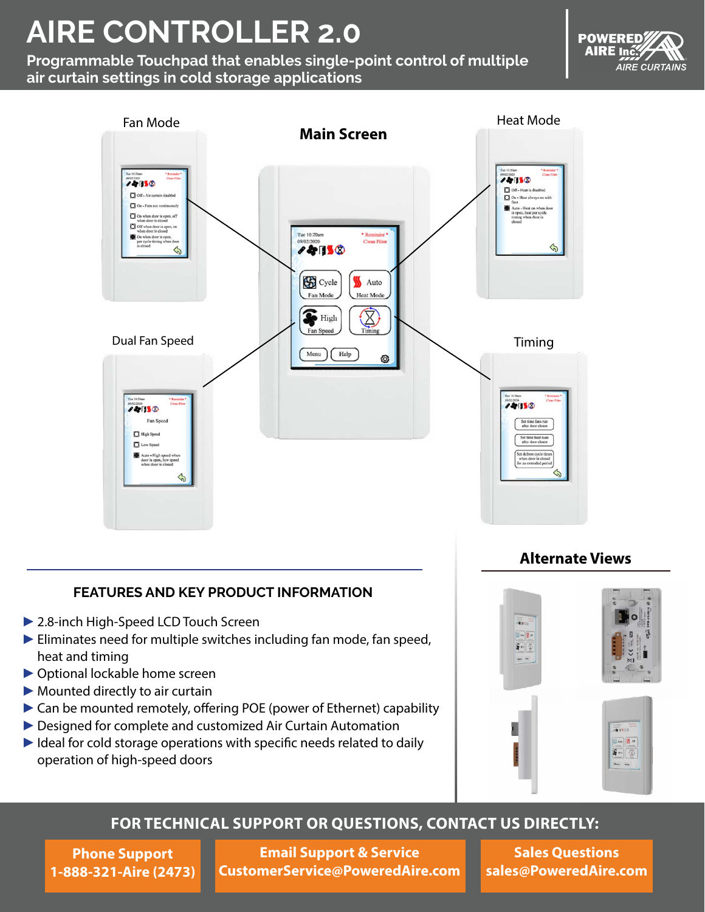# AIRE CONTROLLER 2.0

**Programmable Touchpad that enables single-point control of multiple air curtain settings in cold storage applications**

POWERED AIRE Inc. AIRE CURTAINS

Fan Mode

**Main Screen**

Heat Mode

Dual Fan Speed

Timing

**Alternate Views**

## FEATURES AND KEY PRODUCT INFORMATION

- 2.8-inch High-Speed LCD Touch Screen
- Eliminates need for multiple switches including fan mode, fan speed, heat and timing
- Optional lockable home screen
- Mounted directly to air curtain
- Can be mounted remotely, offering POE (power of Ethernet) capability
- Designed for complete and customized Air Curtain Automation
- Ideal for cold storage operations with specific needs related to daily operation of high-speed doors

## FOR TECHNICAL SUPPORT OR QUESTIONS, CONTACT US DIRECTLY:

**Phone Support**
**1-888-321-Aire (2473)**

**Email Support & Service**
**CustomerService@PoweredAire.com**

**Sales Questions**
**sales@PoweredAire.com**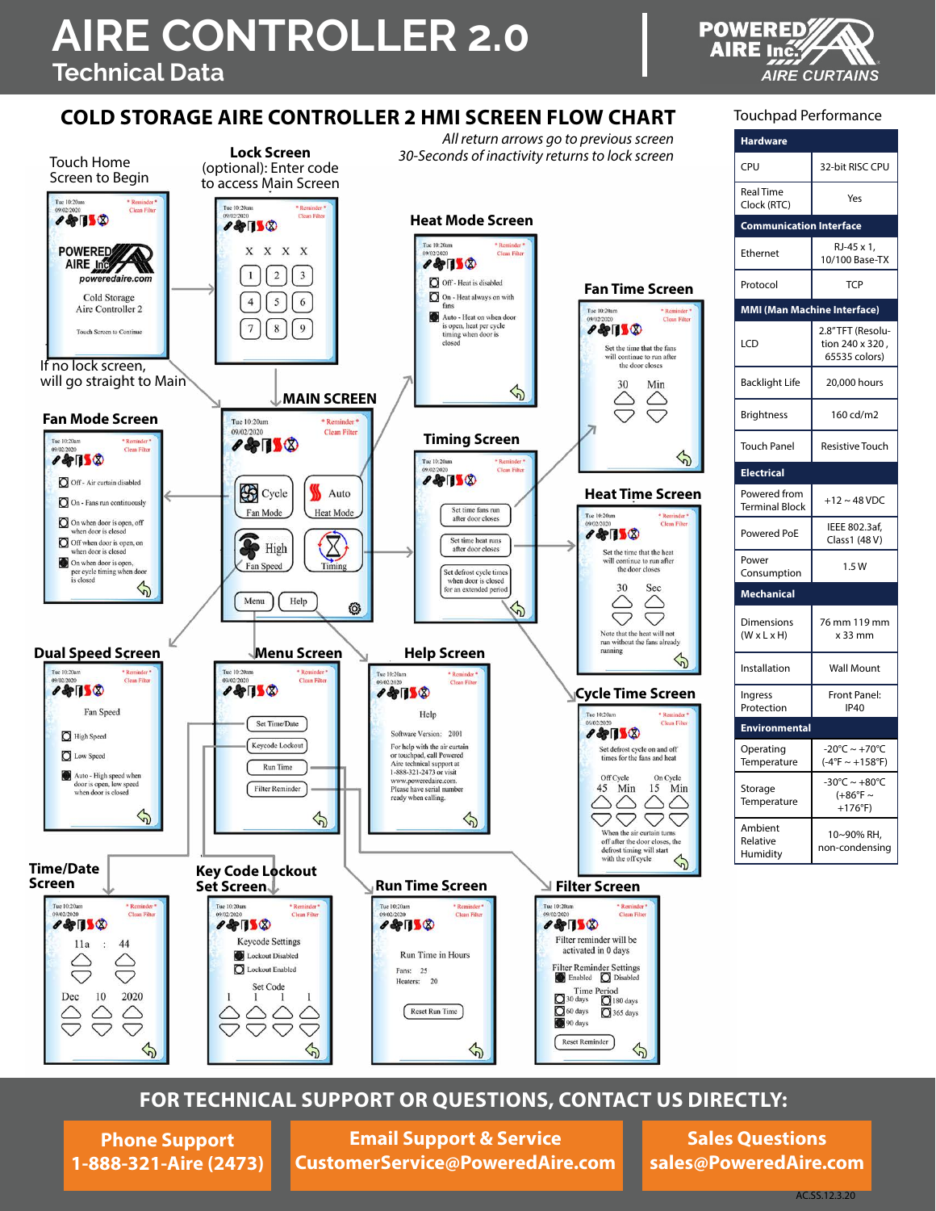# AIRE CONTROLLER 2.0

## Technical Data

POWERED AIRE Inc. AIRE CURTAINS

## COLD STORAGE AIRE CONTROLLER 2 HMI SCREEN FLOW CHART

*All return arrows go to previous screen*
*30-Seconds of inactivity returns to lock screen*

**Touch Home Screen to Begin**

Tue 10:20am 09/02/2020 * Reminder * Clean Filter
POWERED AIRE Inc
poweredaire.com
Cold Storage Aire Controller 2
Touch Screen to Continue

If no lock screen, will go straight to Main

**Lock Screen** (optional): Enter code to access Main Screen

X X X X
1 2 3
4 5 6
7 8 9

**MAIN SCREEN**

Cycle — Fan Mode
Auto — Heat Mode
High — Fan Speed
Timing
Menu
Help

**Heat Mode Screen**

- Off - Heat is disabled
- On - Heat always on with fans
- Auto - Heat on when door is open, heat per cycle timing when door is closed

**Fan Time Screen**

Set the time that the fans will continue to run after the door closes
30 Min

**Fan Mode Screen**

- Off - Air curtain disabled
- On - Fans run continuously
- On when door is open, off when door is closed
- Off when door is open, on when door is closed
- On when door is open, per cycle timing when door is closed

**Timing Screen**

- Set time fans run after door closes
- Set time heat runs after door closes
- Set defrost cycle times when door is closed for an extended period

**Heat Time Screen**

Set the time that the heat will continue to run after the door closes
30 Sec
Note that the heat will not run without the fans already running

**Dual Speed Screen**

Fan Speed
- High Speed
- Low Speed
- Auto - High speed when door is open, low speed when door is closed

**Menu Screen**

- Set Time/Date
- Keycode Lockout
- Run Time
- Filter Reminder

**Help Screen**

Help
Software Version: 2001
For help with the air curtain or touchpad, call Powered Aire technical support at 1-888-321-2473 or visit www.poweredaire.com. Please have serial number ready when calling.

**Cycle Time Screen**

Set defrost cycle on and off times for the fans and heat
Off Cycle 45 Min — On Cycle 15 Min
When the air curtain turns off after the door closes, the defrost timing will start with the off cycle

**Time/Date Screen**

11a : 44
Dec 10 2020

**Key Code Lockout Set Screen**

Keycode Settings
- Lockout Disabled
- Lockout Enabled

Set Code
1 1 1 1

**Run Time Screen**

Run Time in Hours
Fans: 25
Heaters: 20
Reset Run Time

**Filter Screen**

Filter reminder will be activated in 0 days
Filter Reminder Settings
- Enabled
- Disabled

Time Period
- 30 days
- 60 days
- 90 days
- 180 days
- 365 days

Reset Reminder

## Touchpad Performance

| | |
|---|---|
| **Hardware** | |
| CPU | 32-bit RISC CPU |
| Real Time Clock (RTC) | Yes |
| **Communication Interface** | |
| Ethernet | RJ-45 x 1, 10/100 Base-TX |
| Protocol | TCP |
| **MMI (Man Machine Interface)** | |
| LCD | 2.8" TFT (Resolution 240 x 320, 65535 colors) |
| Backlight Life | 20,000 hours |
| Brightness | 160 cd/m2 |
| Touch Panel | Resistive Touch |
| **Electrical** | |
| Powered from Terminal Block | +12 ~ 48 VDC |
| Powered PoE | IEEE 802.3af, Class1 (48 V) |
| Power Consumption | 1.5 W |
| **Mechanical** | |
| Dimensions (W x L x H) | 76 mm 119 mm x 33 mm |
| Installation | Wall Mount |
| Ingress Protection | Front Panel: IP40 |
| **Environmental** | |
| Operating Temperature | -20°C ~ +70°C (-4°F ~ +158°F) |
| Storage Temperature | -30°C ~ +80°C (+86°F ~ +176°F) |
| Ambient Relative Humidity | 10~90% RH, non-condensing |

## FOR TECHNICAL SUPPORT OR QUESTIONS, CONTACT US DIRECTLY:

**Phone Support**
1-888-321-Aire (2473)

**Email Support & Service**
CustomerService@PoweredAire.com

**Sales Questions**
sales@PoweredAire.com

AC.SS.12.3.20